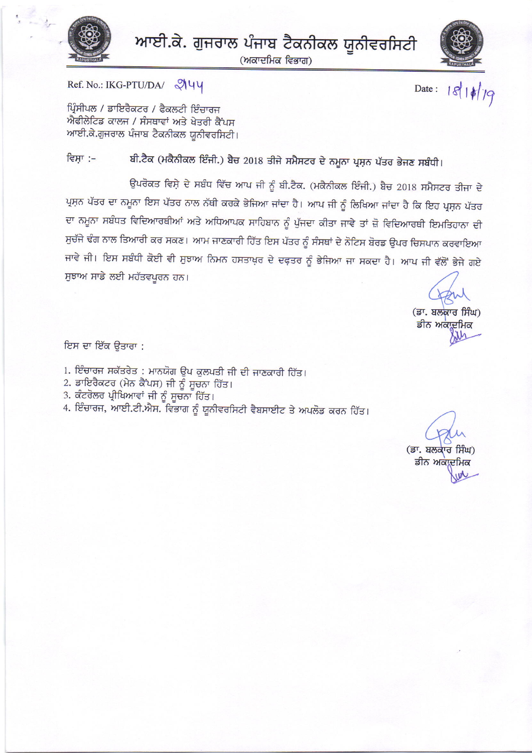# ਆਈ.ਕੇ. ਗੁਜਰਾਲ ਪੰਜਾਬ ਟੈਕਨੀਕਲ ਯੂਨੀਵਰਸਿਟੀ

(ਅਕਾਦਮਿਕ ਵਿਭਾਗ)

Ref. No.: IKG-PTU/DA/ 2454

Date : 18/1/19

ਪ੍ਰਿੰਸੀਪਲ / ਡਾਇਰੈਕਟਰ / ਫੈਕਲਟੀ ਇੰਚਾਰਜ
ਐਫੀਲੇਟਿਡ ਕਾਲਜ / ਸੰਸਥਾਵਾਂ ਅਤੇ ਖੇਤਰੀ ਕੈਂਪਸ
ਆਈ.ਕੇ.ਗੁਜਰਾਲ ਪੰਜਾਬ ਟੈਕਨੀਕਲ ਯੂਨੀਵਰਸਿਟੀ।

ਵਿਸ਼ਾ :- **ਬੀ.ਟੈਕ (ਮਕੈਨੀਕਲ ਇੰਜੀ.) ਬੈਚ 2018 ਤੀਜੇ ਸਮੈਸਟਰ ਦੇ ਨਮੂਨਾ ਪ੍ਰਸ਼ਨ ਪੱਤਰ ਭੇਜਣ ਸਬੰਧੀ।**

ਉਪਰੋਕਤ ਵਿਸ਼ੇ ਦੇ ਸਬੰਧ ਵਿੱਚ ਆਪ ਜੀ ਨੂੰ ਬੀ.ਟੈਕ. (ਮਕੈਨੀਕਲ ਇੰਜੀ.) ਬੈਚ 2018 ਸਮੈਸਟਰ ਤੀਜਾ ਦੇ ਪ੍ਰਸ਼ਨ ਪੱਤਰ ਦਾ ਨਮੂਨਾ ਇਸ ਪੱਤਰ ਨਾਲ ਨੱਥੀ ਕਰਕੇ ਭੇਜਿਆ ਜਾਂਦਾ ਹੈ। ਆਪ ਜੀ ਨੂੰ ਲਿਖਿਆ ਜਾਂਦਾ ਹੈ ਕਿ ਇਹ ਪ੍ਰਸ਼ਨ ਪੱਤਰ ਦਾ ਨਮੂਨਾ ਸਬੰਧਤ ਵਿਦਿਆਰਥੀਆਂ ਅਤੇ ਅਧਿਆਪਕ ਸਾਹਿਬਾਨ ਨੂੰ ਪੁੱਜਦਾ ਕੀਤਾ ਜਾਵੇ ਤਾਂ ਜ਼ੋ ਵਿਦਿਆਰਥੀ ਇਮਤਿਹਾਨਾ ਦੀ ਸੁਚੱਜੇ ਢੰਗ ਨਾਲ ਤਿਆਰੀ ਕਰ ਸਕਣ। ਆਮ ਜਾਣਕਾਰੀ ਹਿੱਤ ਇਸ ਪੱਤਰ ਨੂੰ ਸੰਸਥਾਂ ਦੇ ਨੋਟਿਸ ਬੋਰਡ ਉਪਰ ਚਿਸਪਾਨ ਕਰਵਾਇਆ ਜਾਵੇ ਜੀ। ਇਸ ਸਬੰਧੀ ਕੋਈ ਵੀ ਸੁਝਾਅ ਨਿਮਨ ਹਸਤਾਖ਼ਰ ਦੇ ਦਫ਼ਤਰ ਨੂੰ ਭੇਜਿਆ ਜਾ ਸਕਦਾ ਹੈ। ਆਪ ਜੀ ਵੱਲੋਂ ਭੇਜੇ ਗਏ ਸੁਝਾਅ ਸਾਡੇ ਲਈ ਮਹੱਤਵਪੂਰਨ ਹਨ।

(ਡਾ. ਬਲਕਾਰ ਸਿੰਘ)
ਡੀਨ ਅਕਾਦਮਿਕ

ਇਸ ਦਾ ਇੱਕ ਉਤਾਰਾ :

1. ਇੰਚਾਰਜ ਸਕੱਤਰੇਤ : ਮਾਨਯੋਗ ਉਪ ਕੁਲਪਤੀ ਜੀ ਦੀ ਜਾਣਕਾਰੀ ਹਿੱਤ।
2. ਡਾਇਰੈਕਟਰ (ਮੇਨ ਕੈਂਪਸ) ਜੀ ਨੂੰ ਸੂਚਨਾ ਹਿੱਤ।
3. ਕੰਟਰੋਲਰ ਪ੍ਰੀਖਿਆਵਾਂ ਜੀ ਨੂੰ ਸੂਚਨਾ ਹਿੱਤ।
4. ਇੰਚਾਰਜ, ਆਈ.ਟੀ.ਐਸ. ਵਿਭਾਗ ਨੂੰ ਯੂਨੀਵਰਸਿਟੀ ਵੈਬਸਾਈਟ ਤੇ ਅਪਲੋਡ ਕਰਨ ਹਿੱਤ।

(ਡਾ. ਬਲਕਾਰ ਸਿੰਘ)
ਡੀਨ ਅਕਾਦਮਿਕ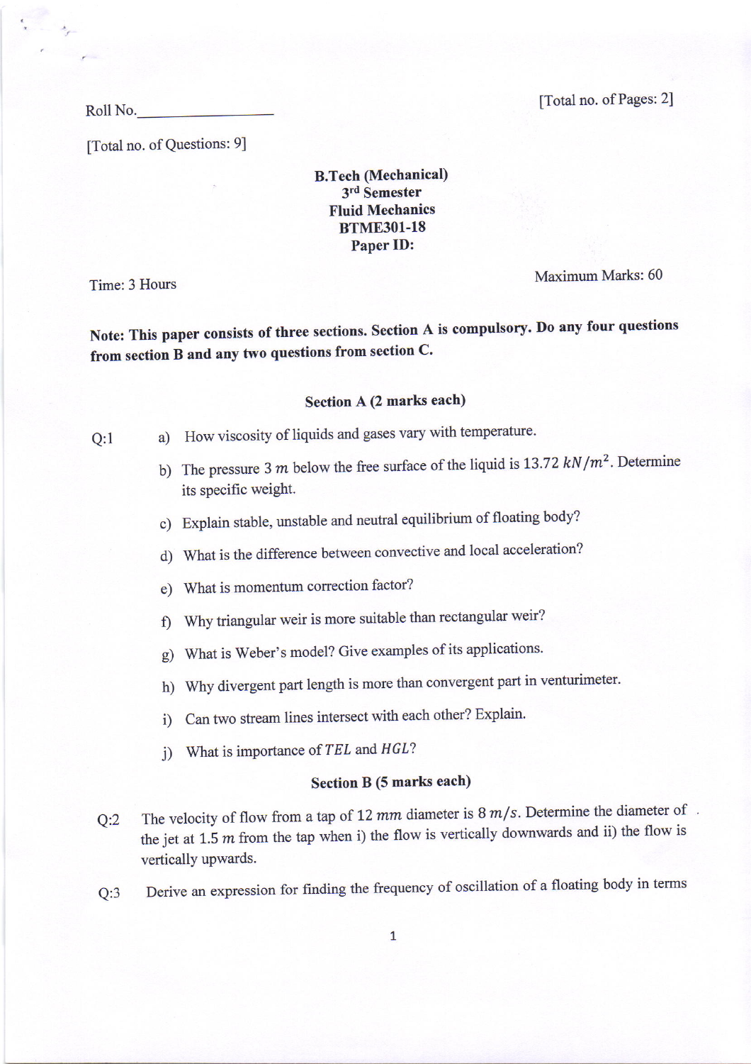Roll No.\_\_\_\_\_\_\_\_\_\_\_\_\_\_\_\_

[Total no. of Pages: 2]

[Total no. of Questions: 9]

**B.Tech (Mechanical)**
**3[rd] Semester**
**Fluid Mechanics**
**BTME301-18**
**Paper ID:**

Time: 3 Hours

Maximum Marks: 60

**Note: This paper consists of three sections. Section A is compulsory. Do any four questions from section B and any two questions from section C.**

### Section A (2 marks each)

Q:1

a) How viscosity of liquids and gases vary with temperature.

b) The pressure 3 $m$ below the free surface of the liquid is 13.72 $kN/m^2$. Determine its specific weight.

c) Explain stable, unstable and neutral equilibrium of floating body?

d) What is the difference between convective and local acceleration?

e) What is momentum correction factor?

f) Why triangular weir is more suitable than rectangular weir?

g) What is Weber's model? Give examples of its applications.

h) Why divergent part length is more than convergent part in venturimeter.

i) Can two stream lines intersect with each other? Explain.

j) What is importance of $TEL$ and $HGL$?

### Section B (5 marks each)

Q:2 The velocity of flow from a tap of 12 $mm$ diameter is 8 $m/s$. Determine the diameter of the jet at 1.5 $m$ from the tap when i) the flow is vertically downwards and ii) the flow is vertically upwards.

Q:3 Derive an expression for finding the frequency of oscillation of a floating body in terms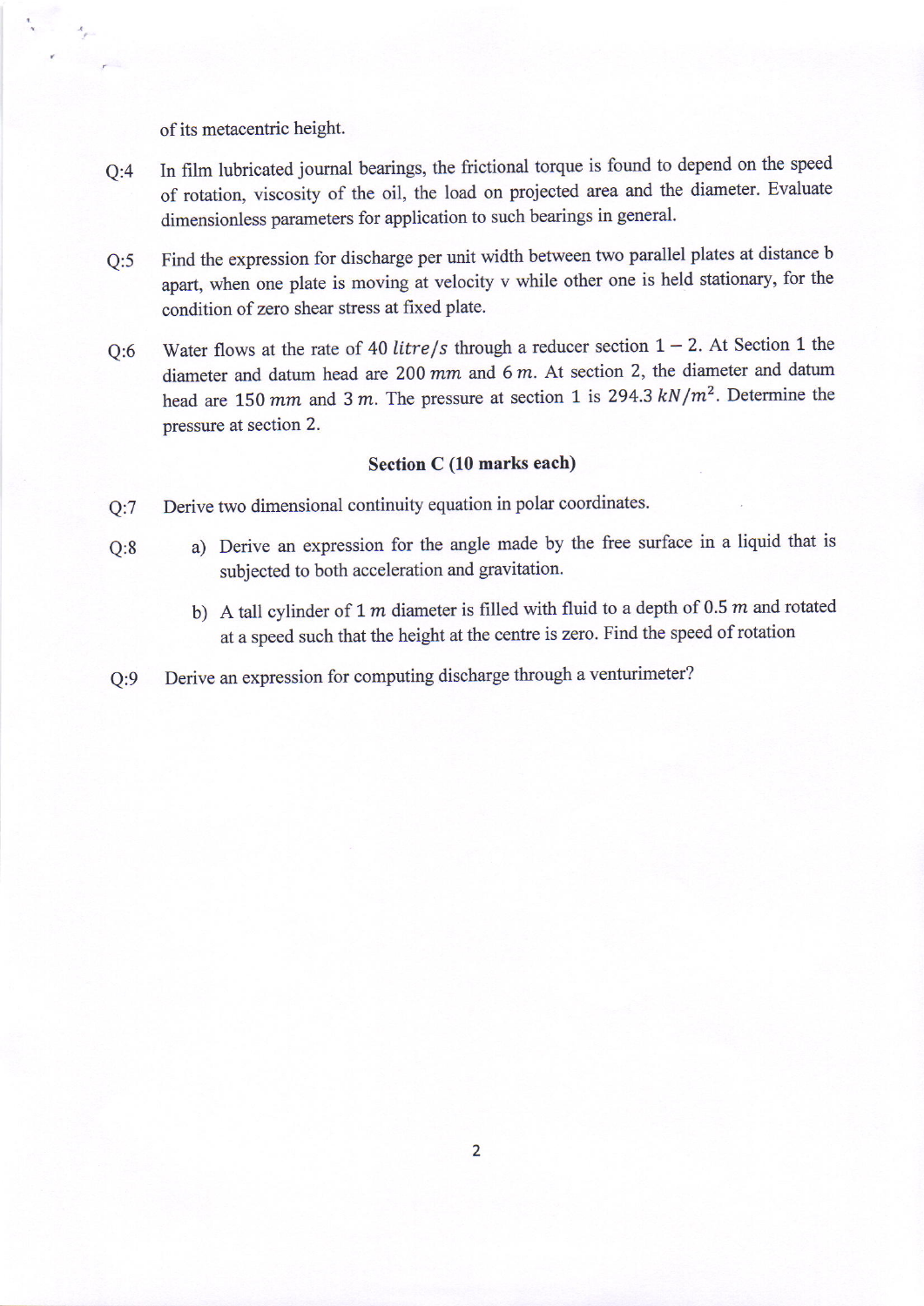of its metacentric height.

Q:4 In film lubricated journal bearings, the frictional torque is found to depend on the speed of rotation, viscosity of the oil, the load on projected area and the diameter. Evaluate dimensionless parameters for application to such bearings in general.

Q:5 Find the expression for discharge per unit width between two parallel plates at distance b apart, when one plate is moving at velocity v while other one is held stationary, for the condition of zero shear stress at fixed plate.

Q:6 Water flows at the rate of 40 $litre/s$ through a reducer section $1 - 2$. At Section 1 the diameter and datum head are 200 $mm$ and 6 $m$. At section 2, the diameter and datum head are 150 $mm$ and 3 $m$. The pressure at section 1 is 294.3 $kN/m^2$. Determine the pressure at section 2.

## Section C (10 marks each)

Q:7 Derive two dimensional continuity equation in polar coordinates.

Q:8
a) Derive an expression for the angle made by the free surface in a liquid that is subjected to both acceleration and gravitation.

b) A tall cylinder of 1 $m$ diameter is filled with fluid to a depth of 0.5 $m$ and rotated at a speed such that the height at the centre is zero. Find the speed of rotation

Q:9 Derive an expression for computing discharge through a venturimeter?